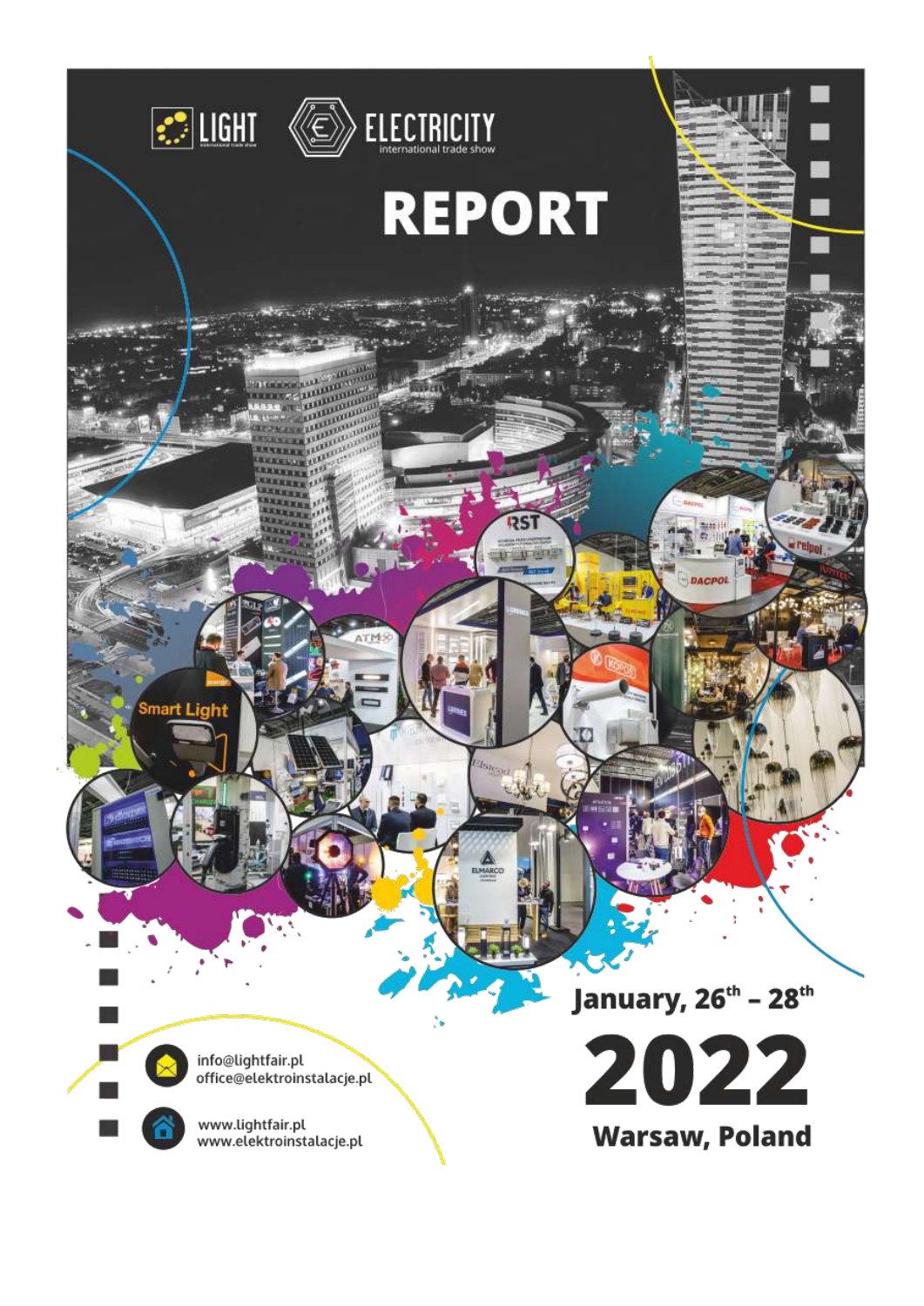LIGHT international trade show

ELECTRICITY international trade show

# REPORT

January, 26th – 28th

# 2022

Warsaw, Poland

info@lightfair.pl
office@elektroinstalacje.pl

www.lightfair.pl
www.elektroinstalacje.pl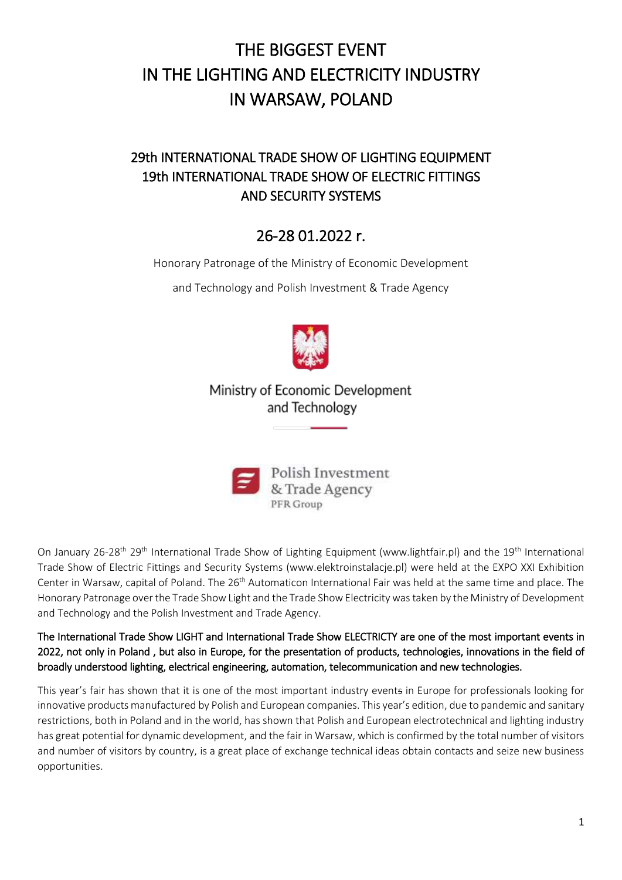# THE BIGGEST EVENT IN THE LIGHTING AND ELECTRICITY INDUSTRY IN WARSAW, POLAND

## 29th INTERNATIONAL TRADE SHOW OF LIGHTING EQUIPMENT 19th INTERNATIONAL TRADE SHOW OF ELECTRIC FITTINGS AND SECURITY SYSTEMS

## 26-28 01.2022 r.

Honorary Patronage of the Ministry of Economic Development

and Technology and Polish Investment & Trade Agency

Ministry of Economic Development and Technology

Polish Investment & Trade Agency
PFR Group

On January 26-28th 29th International Trade Show of Lighting Equipment (www.lightfair.pl) and the 19th International Trade Show of Electric Fittings and Security Systems (www.elektroinstalacje.pl) were held at the EXPO XXI Exhibition Center in Warsaw, capital of Poland. The 26th Automaticon International Fair was held at the same time and place. The Honorary Patronage over the Trade Show Light and the Trade Show Electricity was taken by the Ministry of Development and Technology and the Polish Investment and Trade Agency.

**The International Trade Show LIGHT and International Trade Show ELECTRICTY are one of the most important events in 2022, not only in Poland , but also in Europe, for the presentation of products, technologies, innovations in the field of broadly understood lighting, electrical engineering, automation, telecommunication and new technologies.**

This year's fair has shown that it is one of the most important industry events in Europe for professionals looking for innovative products manufactured by Polish and European companies. This year's edition, due to pandemic and sanitary restrictions, both in Poland and in the world, has shown that Polish and European electrotechnical and lighting industry has great potential for dynamic development, and the fair in Warsaw, which is confirmed by the total number of visitors and number of visitors by country, is a great place of exchange technical ideas obtain contacts and seize new business opportunities.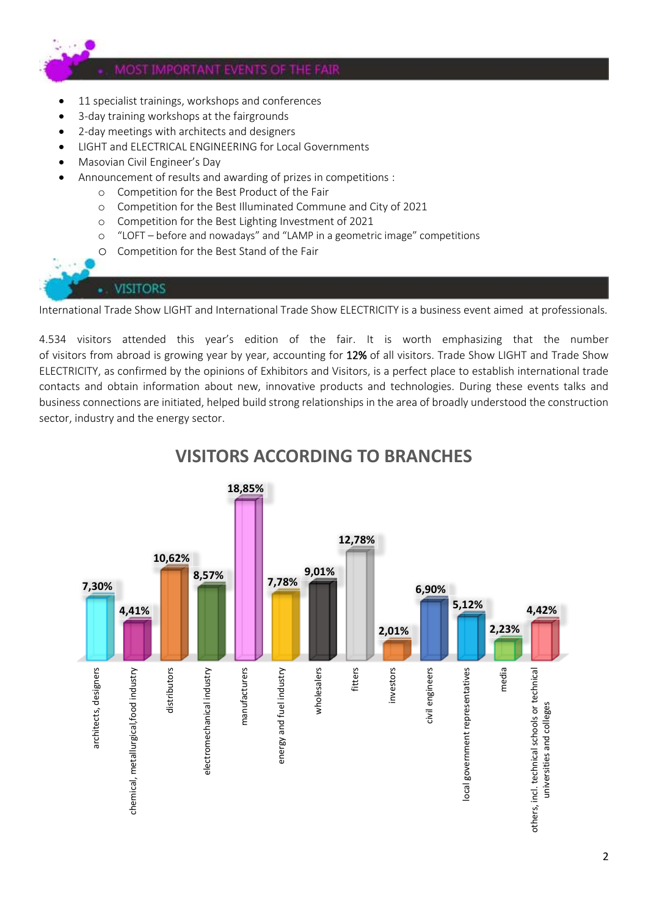## MOST IMPORTANT EVENTS OF THE FAIR

- 11 specialist trainings, workshops and conferences
- 3-day training workshops at the fairgrounds
- 2-day meetings with architects and designers
- LIGHT and ELECTRICAL ENGINEERING for Local Governments
- Masovian Civil Engineer's Day
- Announcement of results and awarding of prizes in competitions :
  - Competition for the Best Product of the Fair
  - Competition for the Best Illuminated Commune and City of 2021
  - Competition for the Best Lighting Investment of 2021
  - "LOFT – before and nowadays" and "LAMP in a geometric image" competitions
  - Competition for the Best Stand of the Fair

## VISITORS

International Trade Show LIGHT and International Trade Show ELECTRICITY is a business event aimed at professionals.

4.534 visitors attended this year's edition of the fair. It is worth emphasizing that the number of visitors from abroad is growing year by year, accounting for **12%** of all visitors. Trade Show LIGHT and Trade Show ELECTRICITY, as confirmed by the opinions of Exhibitors and Visitors, is a perfect place to establish international trade contacts and obtain information about new, innovative products and technologies. During these events talks and business connections are initiated, helped build strong relationships in the area of broadly understood the construction sector, industry and the energy sector.

### VISITORS ACCORDING TO BRANCHES

| Branch | Share |
|---|---|
| architects, designers | 7,30% |
| chemical, metallurgical,food industry | 4,41% |
| distributors | 10,62% |
| electromechanical industry | 8,57% |
| manufacturers | 18,85% |
| energy and fuel industry | 7,78% |
| wholesalers | 9,01% |
| fitters | 12,78% |
| investors | 2,01% |
| civil engineers | 6,90% |
| local government representatives | 5,12% |
| media | 2,23% |
| others, incl. technical schools or technical universities and colleges | 4,42% |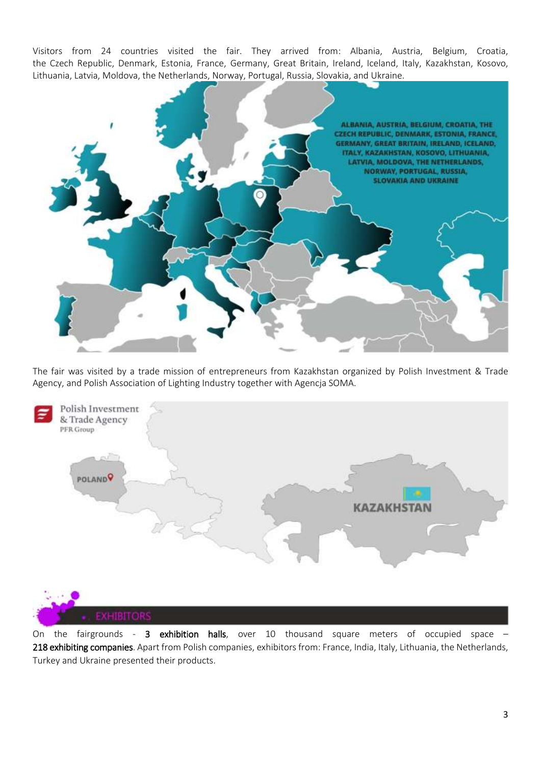Visitors from 24 countries visited the fair. They arrived from: Albania, Austria, Belgium, Croatia, the Czech Republic, Denmark, Estonia, France, Germany, Great Britain, Ireland, Iceland, Italy, Kazakhstan, Kosovo, Lithuania, Latvia, Moldova, the Netherlands, Norway, Portugal, Russia, Slovakia, and Ukraine.

The fair was visited by a trade mission of entrepreneurs from Kazakhstan organized by Polish Investment & Trade Agency, and Polish Association of Lighting Industry together with Agencja SOMA.

## EXHIBITORS

On the fairgrounds - **3 exhibition halls**, over 10 thousand square meters of occupied space – **218 exhibiting companies**. Apart from Polish companies, exhibitors from: France, India, Italy, Lithuania, the Netherlands, Turkey and Ukraine presented their products.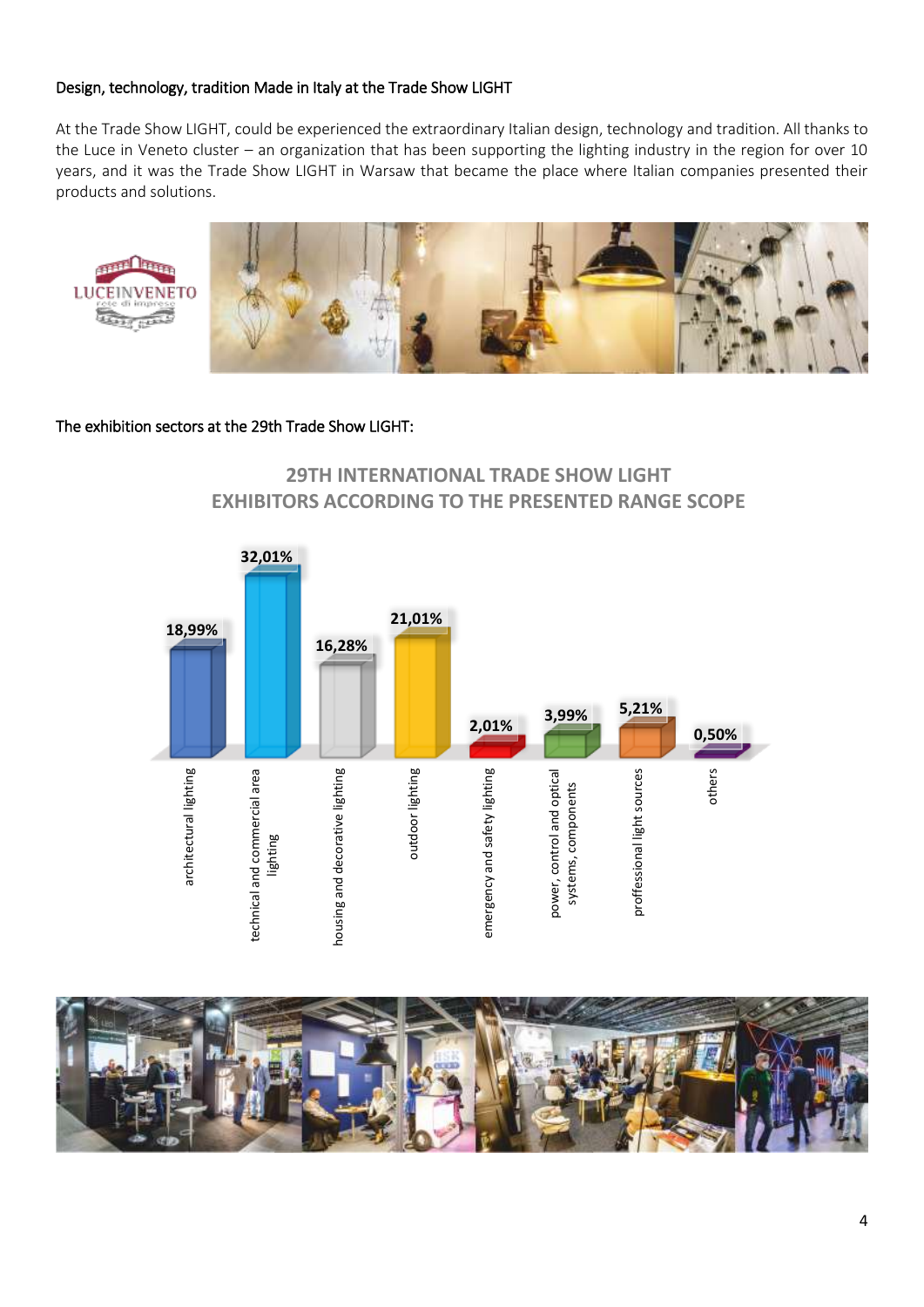Design, technology, tradition Made in Italy at the Trade Show LIGHT

At the Trade Show LIGHT, could be experienced the extraordinary Italian design, technology and tradition. All thanks to the Luce in Veneto cluster – an organization that has been supporting the lighting industry in the region for over 10 years, and it was the Trade Show LIGHT in Warsaw that became the place where Italian companies presented their products and solutions.

The exhibition sectors at the 29th Trade Show LIGHT:

29TH INTERNATIONAL TRADE SHOW LIGHT
EXHIBITORS ACCORDING TO THE PRESENTED RANGE SCOPE

| Sector | Share |
|---|---|
| architectural lighting | 18,99% |
| technical and commercial area lighting | 32,01% |
| housing and decorative lighting | 16,28% |
| outdoor lighting | 21,01% |
| emergency and safety lighting | 2,01% |
| power, control and optical systems, components | 3,99% |
| proffessional light sources | 5,21% |
| others | 0,50% |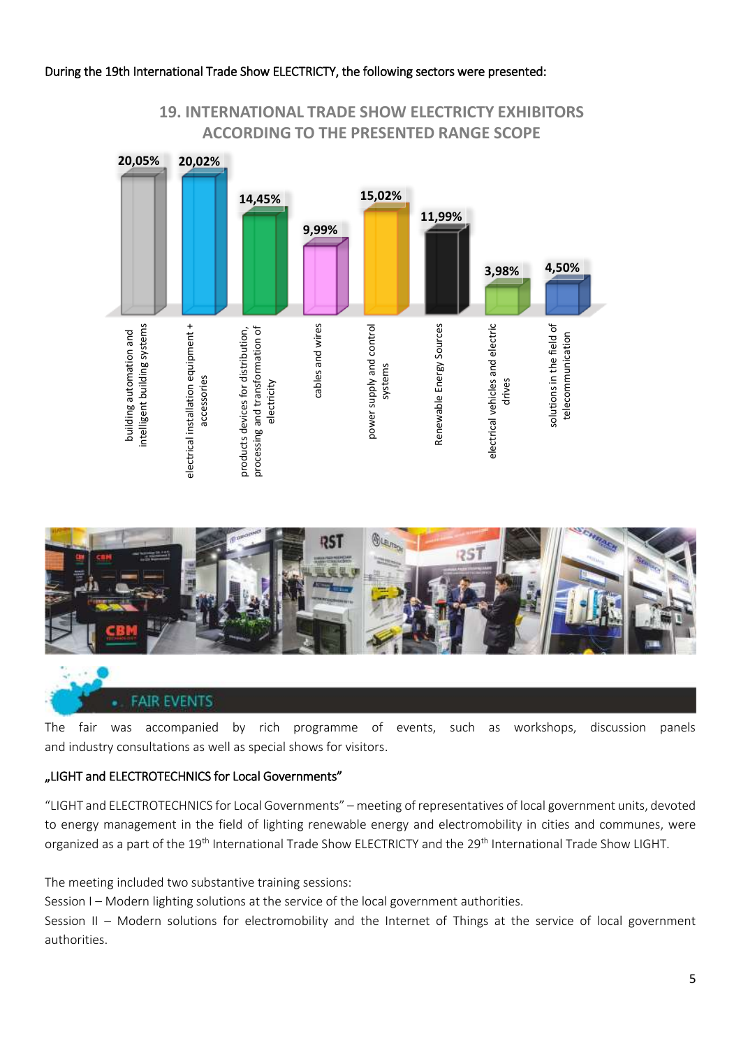During the 19th International Trade Show ELECTRICTY, the following sectors were presented:

## 19. INTERNATIONAL TRADE SHOW ELECTRICTY EXHIBITORS ACCORDING TO THE PRESENTED RANGE SCOPE

| Sector | Share |
|---|---|
| building automation and intelligent building systems | 20,05% |
| electrical installation equipment + accessories | 20,02% |
| products devices for distribution, processing and transformation of electricity | 14,45% |
| cables and wires | 9,99% |
| power supply and control systems | 15,02% |
| Renewable Energy Sources | 11,99% |
| electrical vehicles and electric drives | 3,98% |
| solutions in the field of telecommunication | 4,50% |

## FAIR EVENTS

The fair was accompanied by rich programme of events, such as workshops, discussion panels and industry consultations as well as special shows for visitors.

### „LIGHT and ELECTROTECHNICS for Local Governments"

"LIGHT and ELECTROTECHNICS for Local Governments" – meeting of representatives of local government units, devoted to energy management in the field of lighting renewable energy and electromobility in cities and communes, were organized as a part of the 19th International Trade Show ELECTRICTY and the 29th International Trade Show LIGHT.

The meeting included two substantive training sessions:
Session I – Modern lighting solutions at the service of the local government authorities.
Session II – Modern solutions for electromobility and the Internet of Things at the service of local government authorities.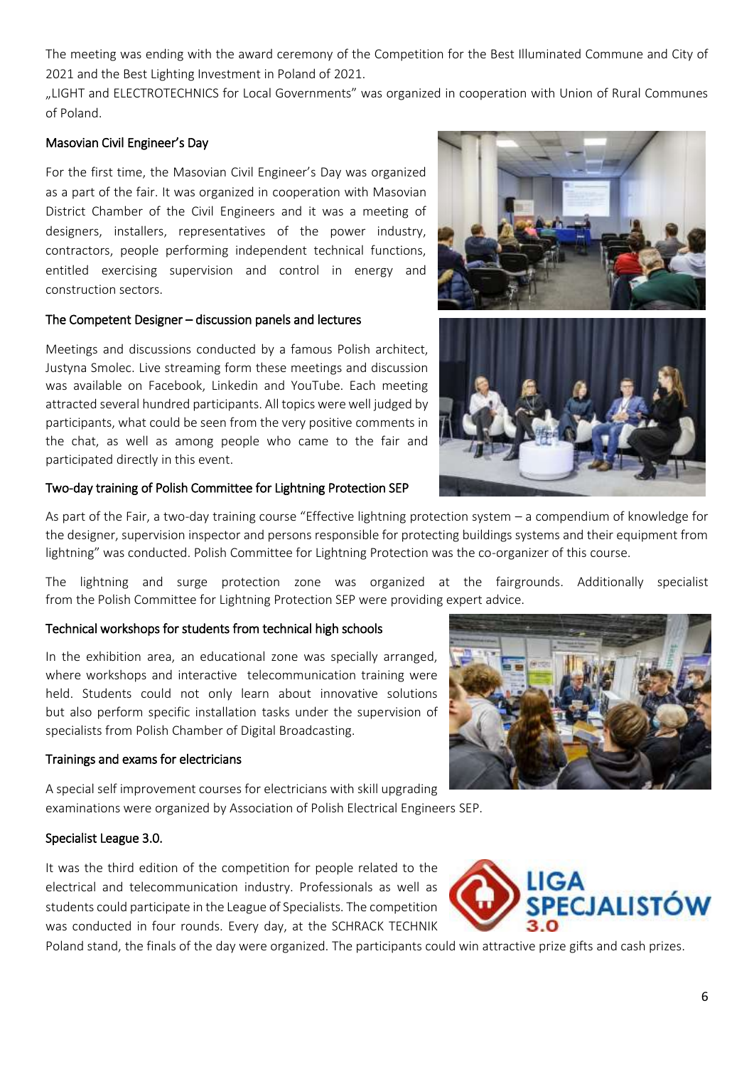The meeting was ending with the award ceremony of the Competition for the Best Illuminated Commune and City of 2021 and the Best Lighting Investment in Poland of 2021.

„LIGHT and ELECTROTECHNICS for Local Governments" was organized in cooperation with Union of Rural Communes of Poland.

### Masovian Civil Engineer's Day

For the first time, the Masovian Civil Engineer's Day was organized as a part of the fair. It was organized in cooperation with Masovian District Chamber of the Civil Engineers and it was a meeting of designers, installers, representatives of the power industry, contractors, people performing independent technical functions, entitled exercising supervision and control in energy and construction sectors.

### The Competent Designer – discussion panels and lectures

Meetings and discussions conducted by a famous Polish architect, Justyna Smolec. Live streaming form these meetings and discussion was available on Facebook, Linkedin and YouTube. Each meeting attracted several hundred participants. All topics were well judged by participants, what could be seen from the very positive comments in the chat, as well as among people who came to the fair and participated directly in this event.

### Two-day training of Polish Committee for Lightning Protection SEP

As part of the Fair, a two-day training course "Effective lightning protection system – a compendium of knowledge for the designer, supervision inspector and persons responsible for protecting buildings systems and their equipment from lightning" was conducted. Polish Committee for Lightning Protection was the co-organizer of this course.

The lightning and surge protection zone was organized at the fairgrounds. Additionally specialist from the Polish Committee for Lightning Protection SEP were providing expert advice.

### Technical workshops for students from technical high schools

In the exhibition area, an educational zone was specially arranged, where workshops and interactive telecommunication training were held. Students could not only learn about innovative solutions but also perform specific installation tasks under the supervision of specialists from Polish Chamber of Digital Broadcasting.

### Trainings and exams for electricians

A special self improvement courses for electricians with skill upgrading examinations were organized by Association of Polish Electrical Engineers SEP.

### Specialist League 3.0.

It was the third edition of the competition for people related to the electrical and telecommunication industry. Professionals as well as students could participate in the League of Specialists. The competition was conducted in four rounds. Every day, at the SCHRACK TECHNIK Poland stand, the finals of the day were organized. The participants could win attractive prize gifts and cash prizes.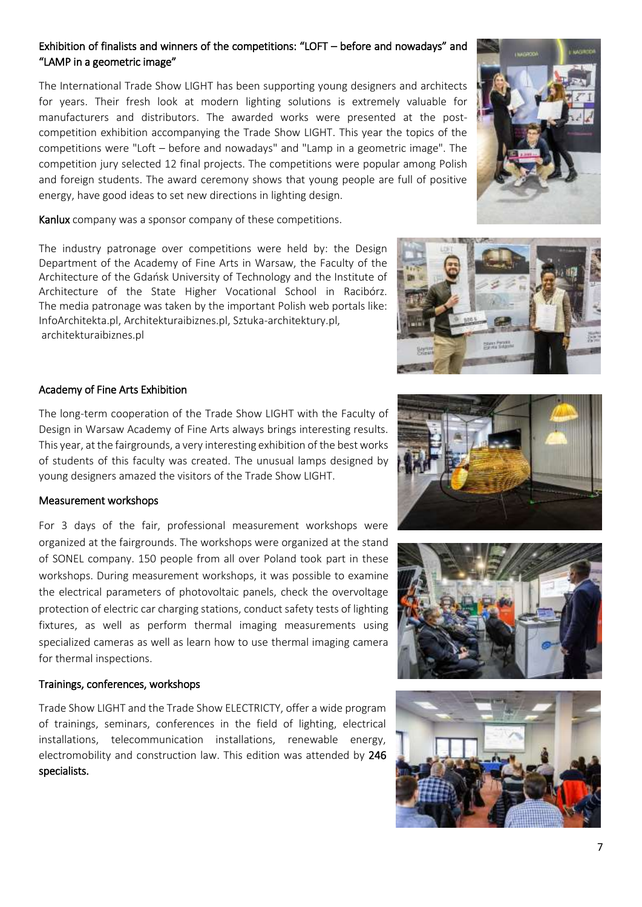## Exhibition of finalists and winners of the competitions: "LOFT – before and nowadays" and "LAMP in a geometric image"

The International Trade Show LIGHT has been supporting young designers and architects for years. Their fresh look at modern lighting solutions is extremely valuable for manufacturers and distributors. The awarded works were presented at the post-competition exhibition accompanying the Trade Show LIGHT. This year the topics of the competitions were "Loft – before and nowadays" and "Lamp in a geometric image". The competition jury selected 12 final projects. The competitions were popular among Polish and foreign students. The award ceremony shows that young people are full of positive energy, have good ideas to set new directions in lighting design.

**Kanlux** company was a sponsor company of these competitions.

The industry patronage over competitions were held by: the Design Department of the Academy of Fine Arts in Warsaw, the Faculty of the Architecture of the Gdańsk University of Technology and the Institute of Architecture of the State Higher Vocational School in Racibórz. The media patronage was taken by the important Polish web portals like: InfoArchitekta.pl, Architekturaibiznes.pl, Sztuka-architektury.pl, architekturaibiznes.pl

## Academy of Fine Arts Exhibition

The long-term cooperation of the Trade Show LIGHT with the Faculty of Design in Warsaw Academy of Fine Arts always brings interesting results. This year, at the fairgrounds, a very interesting exhibition of the best works of students of this faculty was created. The unusual lamps designed by young designers amazed the visitors of the Trade Show LIGHT.

## Measurement workshops

For 3 days of the fair, professional measurement workshops were organized at the fairgrounds. The workshops were organized at the stand of SONEL company. 150 people from all over Poland took part in these workshops. During measurement workshops, it was possible to examine the electrical parameters of photovoltaic panels, check the overvoltage protection of electric car charging stations, conduct safety tests of lighting fixtures, as well as perform thermal imaging measurements using specialized cameras as well as learn how to use thermal imaging camera for thermal inspections.

## Trainings, conferences, workshops

Trade Show LIGHT and the Trade Show ELECTRICTY, offer a wide program of trainings, seminars, conferences in the field of lighting, electrical installations, telecommunication installations, renewable energy, electromobility and construction law. This edition was attended by **246 specialists.**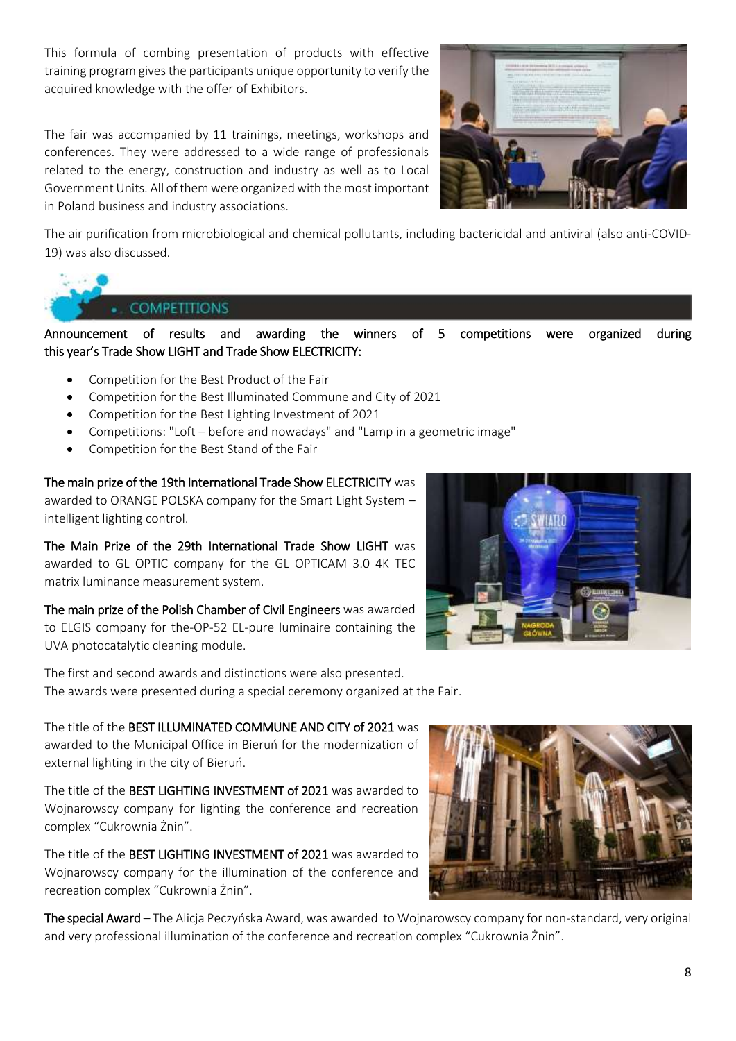This formula of combing presentation of products with effective training program gives the participants unique opportunity to verify the acquired knowledge with the offer of Exhibitors.

The fair was accompanied by 11 trainings, meetings, workshops and conferences. They were addressed to a wide range of professionals related to the energy, construction and industry as well as to Local Government Units. All of them were organized with the most important in Poland business and industry associations.

The air purification from microbiological and chemical pollutants, including bactericidal and antiviral (also anti-COVID-19) was also discussed.

## COMPETITIONS

**Announcement of results and awarding the winners of 5 competitions were organized during this year's Trade Show LIGHT and Trade Show ELECTRICITY:**

- Competition for the Best Product of the Fair
- Competition for the Best Illuminated Commune and City of 2021
- Competition for the Best Lighting Investment of 2021
- Competitions: "Loft – before and nowadays" and "Lamp in a geometric image"
- Competition for the Best Stand of the Fair

**The main prize of the 19th International Trade Show ELECTRICITY** was awarded to ORANGE POLSKA company for the Smart Light System – intelligent lighting control.

**The Main Prize of the 29th International Trade Show LIGHT** was awarded to GL OPTIC company for the GL OPTICAM 3.0 4K TEC matrix luminance measurement system.

**The main prize of the Polish Chamber of Civil Engineers** was awarded to ELGIS company for the-OP-52 EL-pure luminaire containing the UVA photocatalytic cleaning module.

The first and second awards and distinctions were also presented.
The awards were presented during a special ceremony organized at the Fair.

The title of the **BEST ILLUMINATED COMMUNE AND CITY of 2021** was awarded to the Municipal Office in Bieruń for the modernization of external lighting in the city of Bieruń.

The title of the **BEST LIGHTING INVESTMENT of 2021** was awarded to Wojnarowscy company for lighting the conference and recreation complex "Cukrownia Żnin".

The title of the **BEST LIGHTING INVESTMENT of 2021** was awarded to Wojnarowscy company for the illumination of the conference and recreation complex "Cukrownia Żnin".

**The special Award** – The Alicja Peczyńska Award, was awarded to Wojnarowscy company for non-standard, very original and very professional illumination of the conference and recreation complex "Cukrownia Żnin".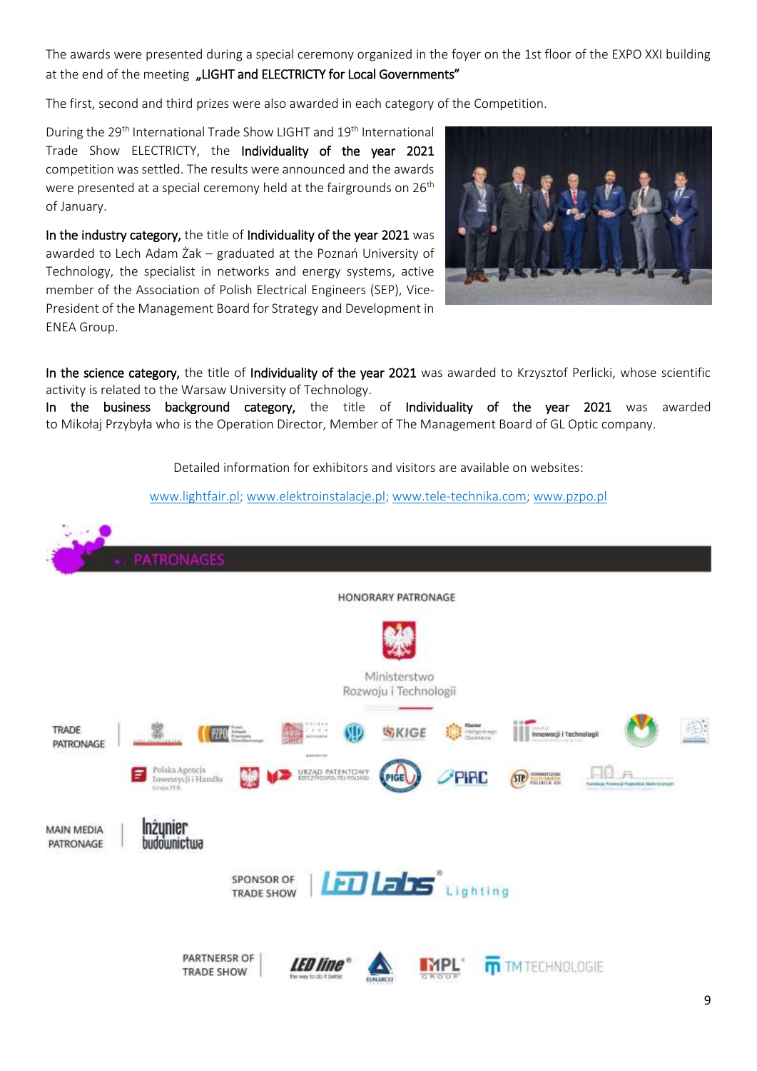The awards were presented during a special ceremony organized in the foyer on the 1st floor of the EXPO XXI building at the end of the meeting **„LIGHT and ELECTRICTY for Local Governments"**

The first, second and third prizes were also awarded in each category of the Competition.

During the 29th International Trade Show LIGHT and 19th International Trade Show ELECTRICTY, the **Individuality of the year 2021** competition was settled. The results were announced and the awards were presented at a special ceremony held at the fairgrounds on 26th of January.

**In the industry category,** the title of **Individuality of the year 2021** was awarded to Lech Adam Żak – graduated at the Poznań University of Technology, the specialist in networks and energy systems, active member of the Association of Polish Electrical Engineers (SEP), Vice-President of the Management Board for Strategy and Development in ENEA Group.

**In the science category,** the title of **Individuality of the year 2021** was awarded to Krzysztof Perlicki, whose scientific activity is related to the Warsaw University of Technology.
**In the business background category,** the title of **Individuality of the year 2021** was awarded to Mikołaj Przybyła who is the Operation Director, Member of The Management Board of GL Optic company.

Detailed information for exhibitors and visitors are available on websites:

www.lightfair.pl; www.elektroinstalacje.pl; www.tele-technika.com; www.pzpo.pl

## PATRONAGES

HONORARY PATRONAGE

Ministerstwo Rozwoju i Technologii

TRADE PATRONAGE

MAIN MEDIA PATRONAGE

SPONSOR OF TRADE SHOW

PARTNERSR OF TRADE SHOW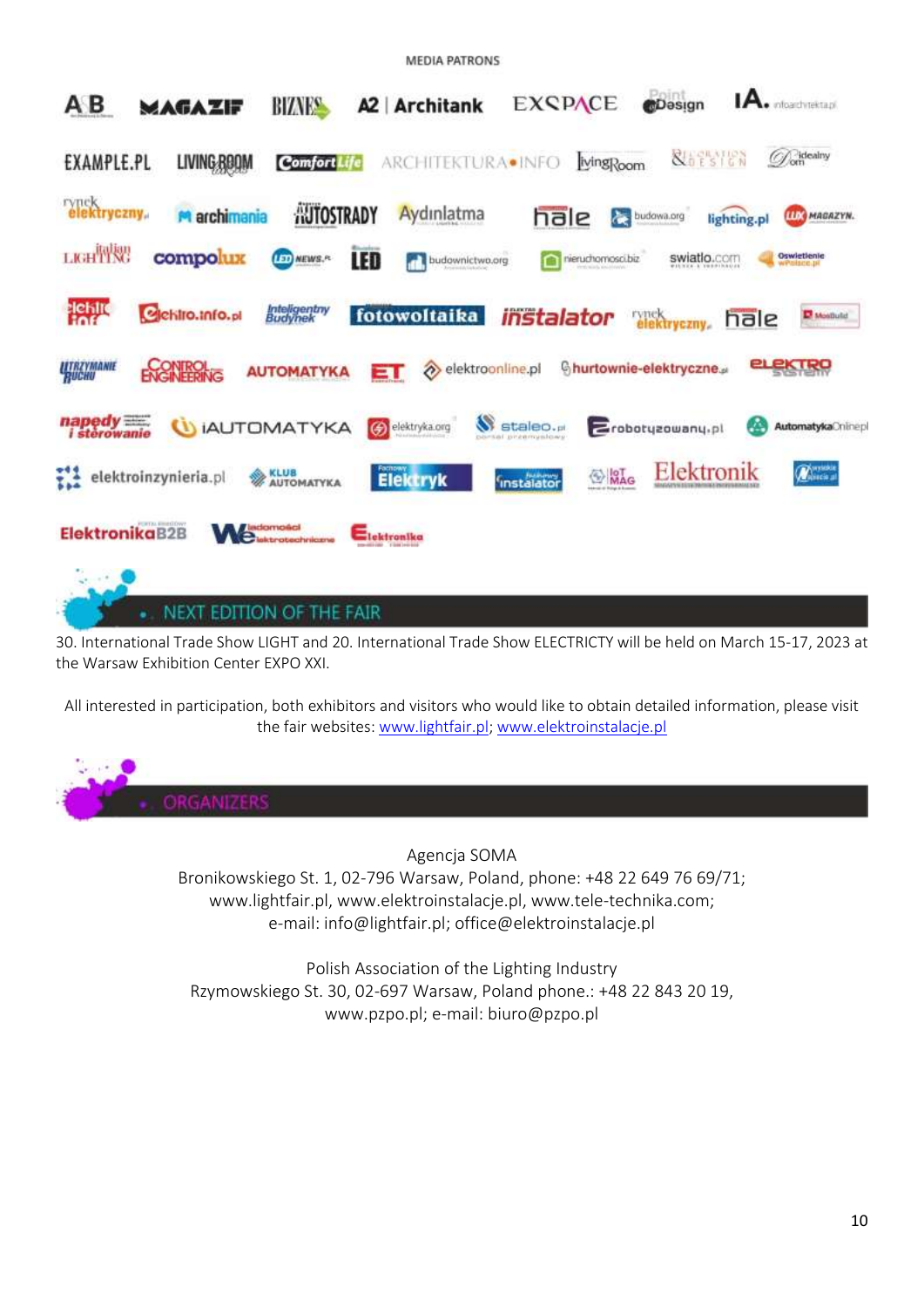MEDIA PATRONS

## NEXT EDITION OF THE FAIR

30. International Trade Show LIGHT and 20. International Trade Show ELECTRICTY will be held on March 15-17, 2023 at the Warsaw Exhibition Center EXPO XXI.

All interested in participation, both exhibitors and visitors who would like to obtain detailed information, please visit the fair websites: www.lightfair.pl; www.elektroinstalacje.pl

## ORGANIZERS

Agencja SOMA
Bronikowskiego St. 1, 02-796 Warsaw, Poland, phone: +48 22 649 76 69/71;
www.lightfair.pl, www.elektroinstalacje.pl, www.tele-technika.com;
e-mail: info@lightfair.pl; office@elektroinstalacje.pl

Polish Association of the Lighting Industry
Rzymowskiego St. 30, 02-697 Warsaw, Poland phone.: +48 22 843 20 19,
www.pzpo.pl; e-mail: biuro@pzpo.pl